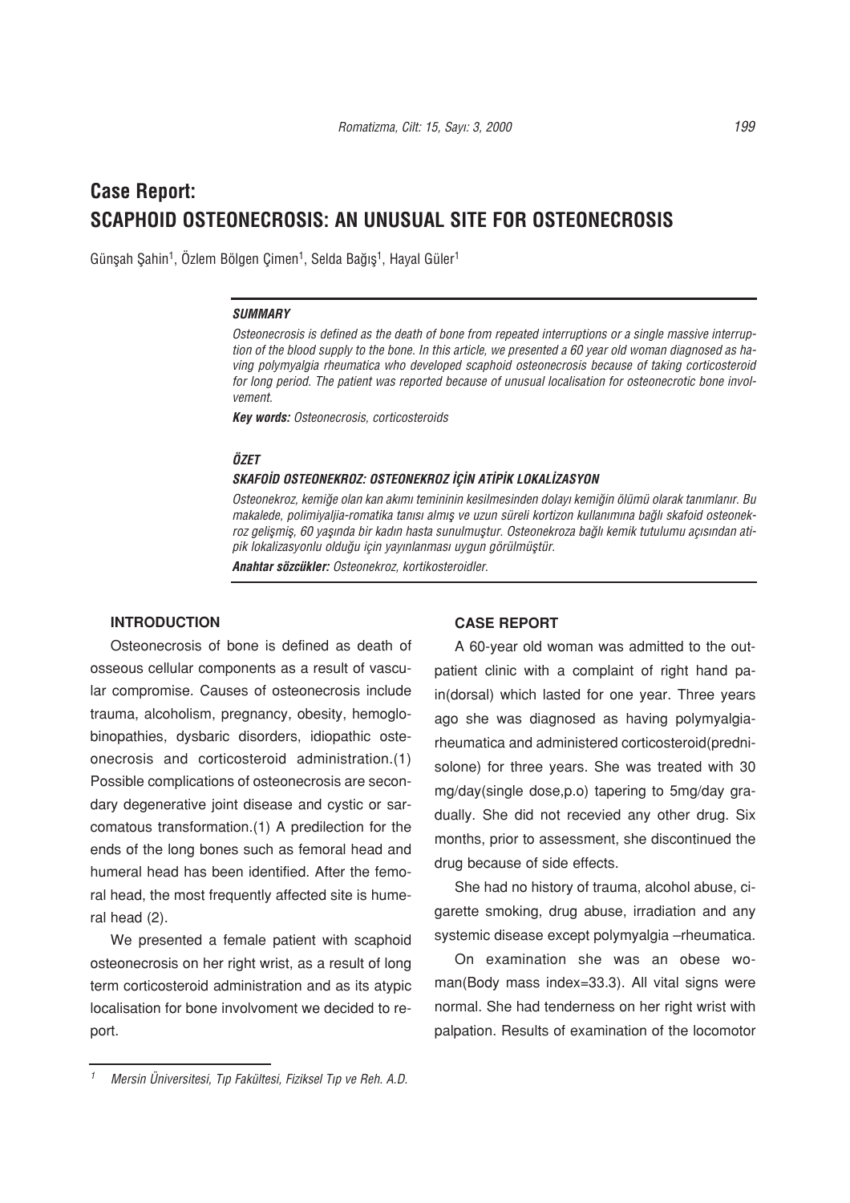# Case Report:
# SCAPHOID OSTEONECROSIS: AN UNUSUAL SITE FOR OSTEONECROSIS

Günşah Şahin[1], Özlem Bölgen Çimen[1], Selda Bağış[1], Hayal Güler[1]

***SUMMARY***

*Osteonecrosis is defined as the death of bone from repeated interruptions or a single massive interruption of the blood supply to the bone. In this article, we presented a 60 year old woman diagnosed as having polymyalgia rheumatica who developed scaphoid osteonecrosis because of taking corticosteroid for long period. The patient was reported because of unusual localisation for osteonecrotic bone involvement.*

***Key words:*** *Osteonecrosis, corticosteroids*

***ÖZET***

***SKAFOİD OSTEONEKROZ: OSTEONEKROZ İÇİN ATİPİK LOKALİZASYON***

*Osteonekroz, kemiğe olan kan akımı temininin kesilmesinden dolayı kemiğin ölümü olarak tanımlanır. Bu makalede, polimiyaljia-romatika tanısı almış ve uzun süreli kortizon kullanımına bağlı skafoid osteonekroz gelişmiş, 60 yaşında bir kadın hasta sunulmuştur. Osteonekroza bağlı kemik tutulumu açısından atipik lokalizasyonlu olduğu için yayınlanması uygun görülmüştür.*

***Anahtar sözcükler:*** *Osteonekroz, kortikosteroidler.*

## INTRODUCTION

Osteonecrosis of bone is defined as death of osseous cellular components as a result of vascular compromise. Causes of osteonecrosis include trauma, alcoholism, pregnancy, obesity, hemoglobinopathies, dysbaric disorders, idiopathic osteonecrosis and corticosteroid administration.(1) Possible complications of osteonecrosis are secondary degenerative joint disease and cystic or sarcomatous transformation.(1) A predilection for the ends of the long bones such as femoral head and humeral head has been identified. After the femoral head, the most frequently affected site is humeral head (2).

We presented a female patient with scaphoid osteonecrosis on her right wrist, as a result of long term corticosteroid administration and as its atypic localisation for bone involvoment we decided to report.

## CASE REPORT

A 60-year old woman was admitted to the outpatient clinic with a complaint of right hand pain(dorsal) which lasted for one year. Three years ago she was diagnosed as having polymyalgia-rheumatica and administered corticosteroid(prednisolone) for three years. She was treated with 30 mg/day(single dose,p.o) tapering to 5mg/day gradually. She did not recevied any other drug. Six months, prior to assessment, she discontinued the drug because of side effects.

She had no history of trauma, alcohol abuse, cigarette smoking, drug abuse, irradiation and any systemic disease except polymyalgia –rheumatica.

On examination she was an obese woman(Body mass index=33.3). All vital signs were normal. She had tenderness on her right wrist with palpation. Results of examination of the locomotor

[1] *Mersin Üniversitesi, Tıp Fakültesi, Fiziksel Tıp ve Reh. A.D.*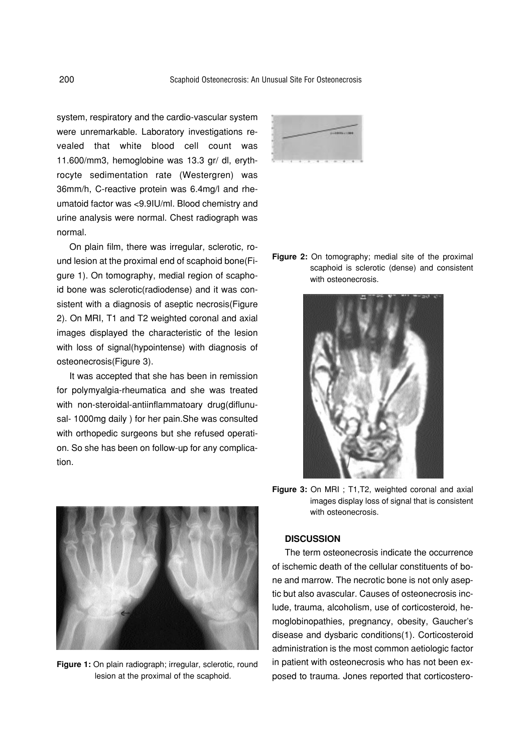system, respiratory and the cardio-vascular system were unremarkable. Laboratory investigations revealed that white blood cell count was 11.600/mm3, hemoglobine was 13.3 gr/ dl, erythrocyte sedimentation rate (Westergren) was 36mm/h, C-reactive protein was 6.4mg/l and rheumatoid factor was <9.9IU/ml. Blood chemistry and urine analysis were normal. Chest radiograph was normal.

On plain film, there was irregular, sclerotic, round lesion at the proximal end of scaphoid bone(Figure 1). On tomography, medial region of scaphoid bone was sclerotic(radiodense) and it was consistent with a diagnosis of aseptic necrosis(Figure 2). On MRI, T1 and T2 weighted coronal and axial images displayed the characteristic of the lesion with loss of signal(hypointense) with diagnosis of osteonecrosis(Figure 3).

It was accepted that she has been in remission for polymyalgia-rheumatica and she was treated with non-steroidal-antiinflammatoary drug(diflunusal- 1000mg daily ) for her pain.She was consulted with orthopedic surgeons but she refused operation. So she has been on follow-up for any complication.

**Figure 1:** On plain radiograph; irregular, sclerotic, round lesion at the proximal of the scaphoid.

**Figure 2:** On tomography; medial site of the proximal scaphoid is sclerotic (dense) and consistent with osteonecrosis.

**Figure 3:** On MRI ; T1,T2, weighted coronal and axial images display loss of signal that is consistent with osteonecrosis.

## DISCUSSION

The term osteonecrosis indicate the occurrence of ischemic death of the cellular constituents of bone and marrow. The necrotic bone is not only aseptic but also avascular. Causes of osteonecrosis include, trauma, alcoholism, use of corticosteroid, hemoglobinopathies, pregnancy, obesity, Gaucher's disease and dysbaric conditions(1). Corticosteroid administration is the most common aetiologic factor in patient with osteonecrosis who has not been exposed to trauma. Jones reported that corticostero-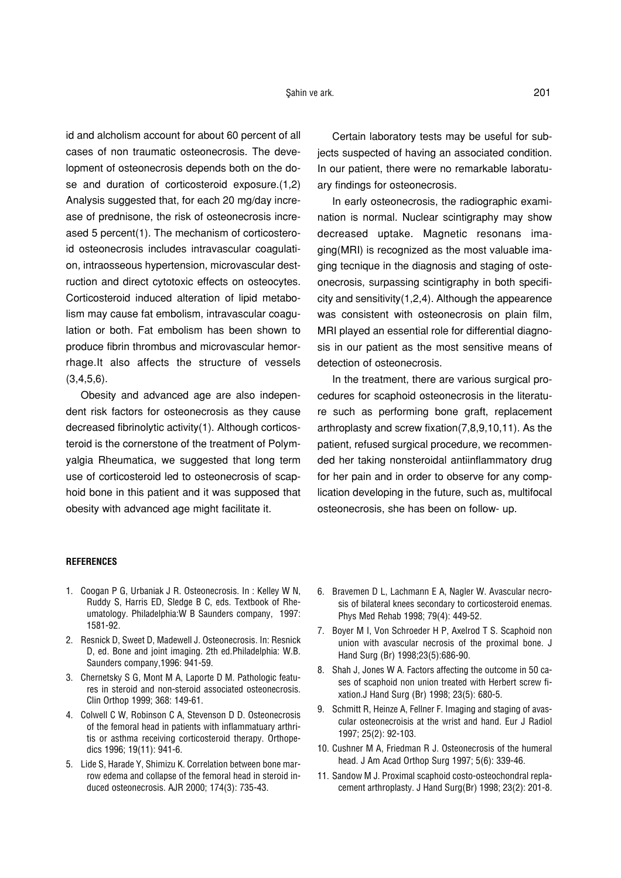id and alcholism account for about 60 percent of all cases of non traumatic osteonecrosis. The development of osteonecrosis depends both on the dose and duration of corticosteroid exposure.(1,2) Analysis suggested that, for each 20 mg/day increase of prednisone, the risk of osteonecrosis increased 5 percent(1). The mechanism of corticosteroid osteonecrosis includes intravascular coagulation, intraosseous hypertension, microvascular destruction and direct cytotoxic effects on osteocytes. Corticosteroid induced alteration of lipid metabolism may cause fat embolism, intravascular coagulation or both. Fat embolism has been shown to produce fibrin thrombus and microvascular hemorrhage.It also affects the structure of vessels (3,4,5,6).

Obesity and advanced age are also independent risk factors for osteonecrosis as they cause decreased fibrinolytic activity(1). Although corticosteroid is the cornerstone of the treatment of Polymyalgia Rheumatica, we suggested that long term use of corticosteroid led to osteonecrosis of scaphoid bone in this patient and it was supposed that obesity with advanced age might facilitate it.

Certain laboratory tests may be useful for subjects suspected of having an associated condition. In our patient, there were no remarkable laboratuary findings for osteonecrosis.

In early osteonecrosis, the radiographic examination is normal. Nuclear scintigraphy may show decreased uptake. Magnetic resonans imaging(MRI) is recognized as the most valuable imaging tecnique in the diagnosis and staging of osteonecrosis, surpassing scintigraphy in both specificity and sensitivity(1,2,4). Although the appearence was consistent with osteonecrosis on plain film, MRI played an essential role for differential diagnosis in our patient as the most sensitive means of detection of osteonecrosis.

In the treatment, there are various surgical procedures for scaphoid osteonecrosis in the literature such as performing bone graft, replacement arthroplasty and screw fixation(7,8,9,10,11). As the patient, refused surgical procedure, we recommended her taking nonsteroidal antiinflammatory drug for her pain and in order to observe for any complication developing in the future, such as, multifocal osteonecrosis, she has been on follow- up.

## REFERENCES

1. Coogan P G, Urbaniak J R. Osteonecrosis. In : Kelley W N, Ruddy S, Harris ED, Sledge B C, eds. Textbook of Rheumatology. Philadelphia:W B Saunders company, 1997: 1581-92.
2. Resnick D, Sweet D, Madewell J. Osteonecrosis. In: Resnick D, ed. Bone and joint imaging. 2th ed.Philadelphia: W.B. Saunders company,1996: 941-59.
3. Chernetsky S G, Mont M A, Laporte D M. Pathologic features in steroid and non-steroid associated osteonecrosis. Clin Orthop 1999; 368: 149-61.
4. Colwell C W, Robinson C A, Stevenson D D. Osteonecrosis of the femoral head in patients with inflammatuary arthritis or asthma receiving corticosteroid therapy. Orthopedics 1996; 19(11): 941-6.
5. Lide S, Harade Y, Shimizu K. Correlation between bone marrow edema and collapse of the femoral head in steroid induced osteonecrosis. AJR 2000; 174(3): 735-43.
6. Bravemen D L, Lachmann E A, Nagler W. Avascular necrosis of bilateral knees secondary to corticosteroid enemas. Phys Med Rehab 1998; 79(4): 449-52.
7. Boyer M I, Von Schroeder H P, Axelrod T S. Scaphoid non union with avascular necrosis of the proximal bone. J Hand Surg (Br) 1998;23(5):686-90.
8. Shah J, Jones W A. Factors affecting the outcome in 50 cases of scaphoid non union treated with Herbert screw fixation.J Hand Surg (Br) 1998; 23(5): 680-5.
9. Schmitt R, Heinze A, Fellner F. Imaging and staging of avascular osteonecroisis at the wrist and hand. Eur J Radiol 1997; 25(2): 92-103.
10. Cushner M A, Friedman R J. Osteonecrosis of the humeral head. J Am Acad Orthop Surg 1997; 5(6): 339-46.
11. Sandow M J. Proximal scaphoid costo-osteochondral replacement arthroplasty. J Hand Surg(Br) 1998; 23(2): 201-8.